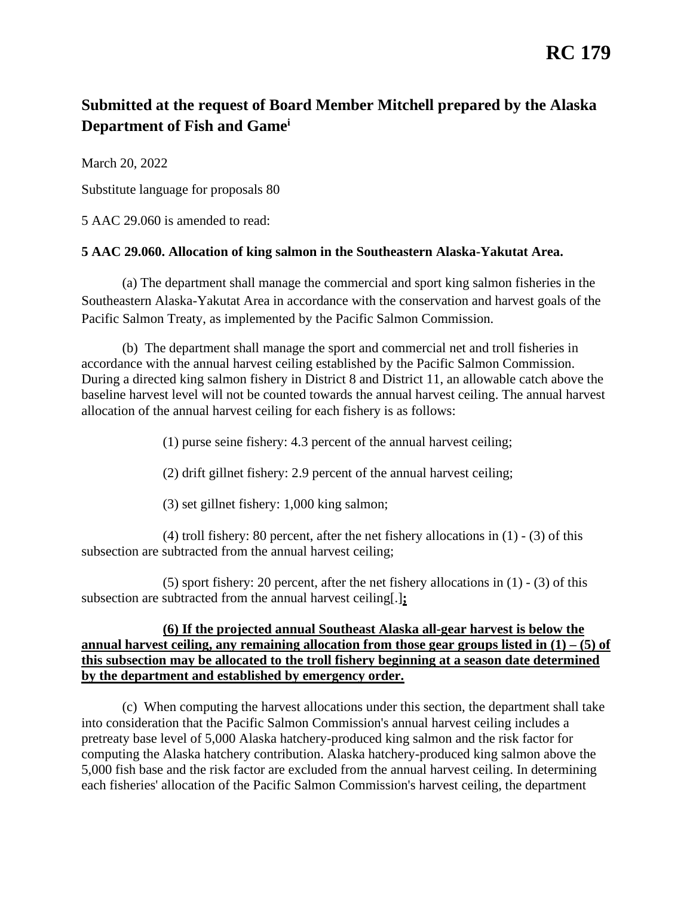# RC 179

## Submitted at the request of Board Member Mitchell prepared by the Alaska Department of Fish and Game[i]

March 20, 2022

Substitute language for proposals 80

5 AAC 29.060 is amended to read:

**5 AAC 29.060. Allocation of king salmon in the Southeastern Alaska-Yakutat Area.**

(a) The department shall manage the commercial and sport king salmon fisheries in the Southeastern Alaska-Yakutat Area in accordance with the conservation and harvest goals of the Pacific Salmon Treaty, as implemented by the Pacific Salmon Commission.

(b) The department shall manage the sport and commercial net and troll fisheries in accordance with the annual harvest ceiling established by the Pacific Salmon Commission. During a directed king salmon fishery in District 8 and District 11, an allowable catch above the baseline harvest level will not be counted towards the annual harvest ceiling. The annual harvest allocation of the annual harvest ceiling for each fishery is as follows:

(1) purse seine fishery: 4.3 percent of the annual harvest ceiling;

(2) drift gillnet fishery: 2.9 percent of the annual harvest ceiling;

(3) set gillnet fishery: 1,000 king salmon;

(4) troll fishery: 80 percent, after the net fishery allocations in (1) - (3) of this subsection are subtracted from the annual harvest ceiling;

(5) sport fishery: 20 percent, after the net fishery allocations in (1) - (3) of this subsection are subtracted from the annual harvest ceiling[.]**;**

**(6) If the projected annual Southeast Alaska all-gear harvest is below the annual harvest ceiling, any remaining allocation from those gear groups listed in (1) – (5) of this subsection may be allocated to the troll fishery beginning at a season date determined by the department and established by emergency order.**

(c) When computing the harvest allocations under this section, the department shall take into consideration that the Pacific Salmon Commission's annual harvest ceiling includes a pretreaty base level of 5,000 Alaska hatchery-produced king salmon and the risk factor for computing the Alaska hatchery contribution. Alaska hatchery-produced king salmon above the 5,000 fish base and the risk factor are excluded from the annual harvest ceiling. In determining each fisheries' allocation of the Pacific Salmon Commission's harvest ceiling, the department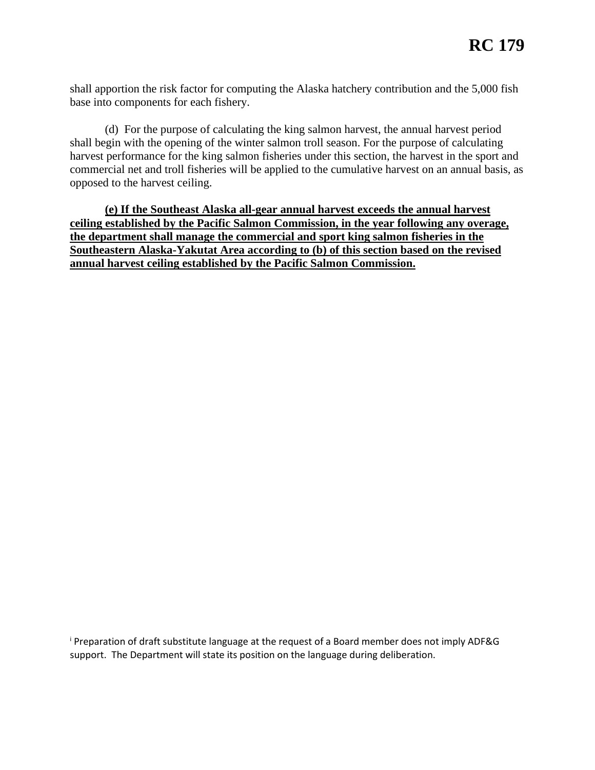shall apportion the risk factor for computing the Alaska hatchery contribution and the 5,000 fish base into components for each fishery.

(d) For the purpose of calculating the king salmon harvest, the annual harvest period shall begin with the opening of the winter salmon troll season. For the purpose of calculating harvest performance for the king salmon fisheries under this section, the harvest in the sport and commercial net and troll fisheries will be applied to the cumulative harvest on an annual basis, as opposed to the harvest ceiling.

<u>**(e) If the Southeast Alaska all-gear annual harvest exceeds the annual harvest ceiling established by the Pacific Salmon Commission, in the year following any overage, the department shall manage the commercial and sport king salmon fisheries in the Southeastern Alaska-Yakutat Area according to (b) of this section based on the revised annual harvest ceiling established by the Pacific Salmon Commission.**</u>

[i] Preparation of draft substitute language at the request of a Board member does not imply ADF&G support. The Department will state its position on the language during deliberation.